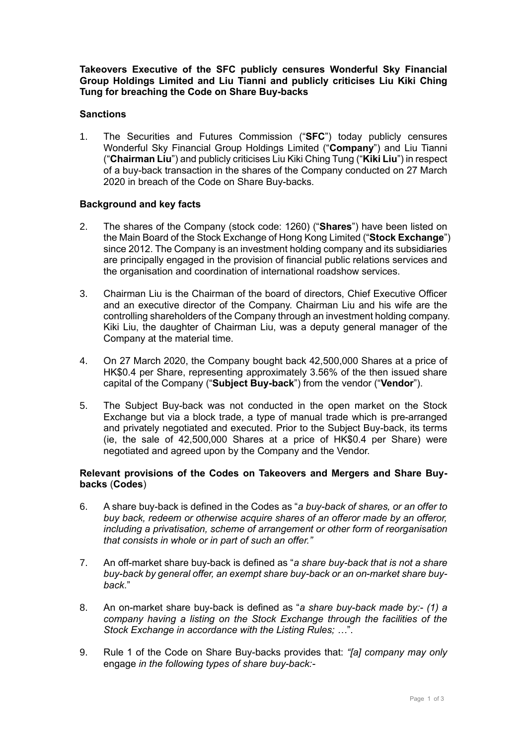**Takeovers Executive of the SFC publicly censures Wonderful Sky Financial Group Holdings Limited and Liu Tianni and publicly criticises Liu Kiki Ching Tung for breaching the Code on Share Buy-backs**

**Sanctions**

1. The Securities and Futures Commission ("**SFC**") today publicly censures Wonderful Sky Financial Group Holdings Limited ("**Company**") and Liu Tianni ("**Chairman Liu**") and publicly criticises Liu Kiki Ching Tung ("**Kiki Liu**") in respect of a buy-back transaction in the shares of the Company conducted on 27 March 2020 in breach of the Code on Share Buy-backs.

**Background and key facts**

2. The shares of the Company (stock code: 1260) ("**Shares**") have been listed on the Main Board of the Stock Exchange of Hong Kong Limited ("**Stock Exchange**") since 2012. The Company is an investment holding company and its subsidiaries are principally engaged in the provision of financial public relations services and the organisation and coordination of international roadshow services.

3. Chairman Liu is the Chairman of the board of directors, Chief Executive Officer and an executive director of the Company. Chairman Liu and his wife are the controlling shareholders of the Company through an investment holding company. Kiki Liu, the daughter of Chairman Liu, was a deputy general manager of the Company at the material time.

4. On 27 March 2020, the Company bought back 42,500,000 Shares at a price of HK$0.4 per Share, representing approximately 3.56% of the then issued share capital of the Company ("**Subject Buy-back**") from the vendor ("**Vendor**").

5. The Subject Buy-back was not conducted in the open market on the Stock Exchange but via a block trade, a type of manual trade which is pre-arranged and privately negotiated and executed. Prior to the Subject Buy-back, its terms (ie, the sale of 42,500,000 Shares at a price of HK$0.4 per Share) were negotiated and agreed upon by the Company and the Vendor.

**Relevant provisions of the Codes on Takeovers and Mergers and Share Buy-backs (Codes)**

6. A share buy-back is defined in the Codes as "*a buy-back of shares, or an offer to buy back, redeem or otherwise acquire shares of an offeror made by an offeror, including a privatisation, scheme of arrangement or other form of reorganisation that consists in whole or in part of such an offer.*"

7. An off-market share buy-back is defined as "*a share buy-back that is not a share buy-back by general offer, an exempt share buy-back or an on-market share buy-back.*"

8. An on-market share buy-back is defined as "*a share buy-back made by:- (1) a company having a listing on the Stock Exchange through the facilities of the Stock Exchange in accordance with the Listing Rules; …*".

9. Rule 1 of the Code on Share Buy-backs provides that: *"[a] company may only* engage *in the following types of share buy-back:-*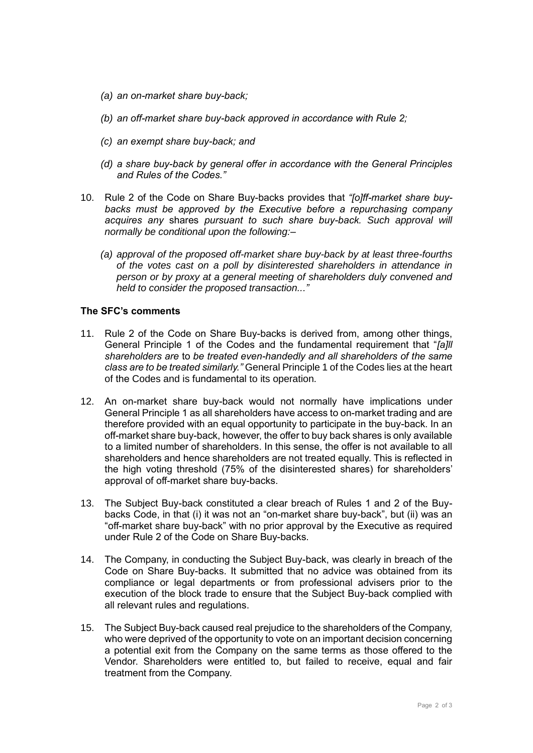*(a) an on-market share buy-back;*

*(b) an off-market share buy-back approved in accordance with Rule 2;*

*(c) an exempt share buy-back; and*

*(d) a share buy-back by general offer in accordance with the General Principles and Rules of the Codes."*

10. Rule 2 of the Code on Share Buy-backs provides that *"[o]ff-market share buy-backs must be approved by the Executive before a repurchasing company acquires any* shares *pursuant to such share buy-back. Such approval will normally be conditional upon the following:–*

    *(a) approval of the proposed off-market share buy-back by at least three-fourths of the votes cast on a poll by disinterested shareholders in attendance in person or by proxy at a general meeting of shareholders duly convened and held to consider the proposed transaction..."*

**The SFC's comments**

11. Rule 2 of the Code on Share Buy-backs is derived from, among other things, General Principle 1 of the Codes and the fundamental requirement that "*[a]ll shareholders are* to *be treated even-handedly and all shareholders of the same class are to be treated similarly."* General Principle 1 of the Codes lies at the heart of the Codes and is fundamental to its operation.

12. An on-market share buy-back would not normally have implications under General Principle 1 as all shareholders have access to on-market trading and are therefore provided with an equal opportunity to participate in the buy-back. In an off-market share buy-back, however, the offer to buy back shares is only available to a limited number of shareholders. In this sense, the offer is not available to all shareholders and hence shareholders are not treated equally. This is reflected in the high voting threshold (75% of the disinterested shares) for shareholders' approval of off-market share buy-backs.

13. The Subject Buy-back constituted a clear breach of Rules 1 and 2 of the Buy-backs Code, in that (i) it was not an "on-market share buy-back", but (ii) was an "off-market share buy-back" with no prior approval by the Executive as required under Rule 2 of the Code on Share Buy-backs.

14. The Company, in conducting the Subject Buy-back, was clearly in breach of the Code on Share Buy-backs. It submitted that no advice was obtained from its compliance or legal departments or from professional advisers prior to the execution of the block trade to ensure that the Subject Buy-back complied with all relevant rules and regulations.

15. The Subject Buy-back caused real prejudice to the shareholders of the Company, who were deprived of the opportunity to vote on an important decision concerning a potential exit from the Company on the same terms as those offered to the Vendor. Shareholders were entitled to, but failed to receive, equal and fair treatment from the Company.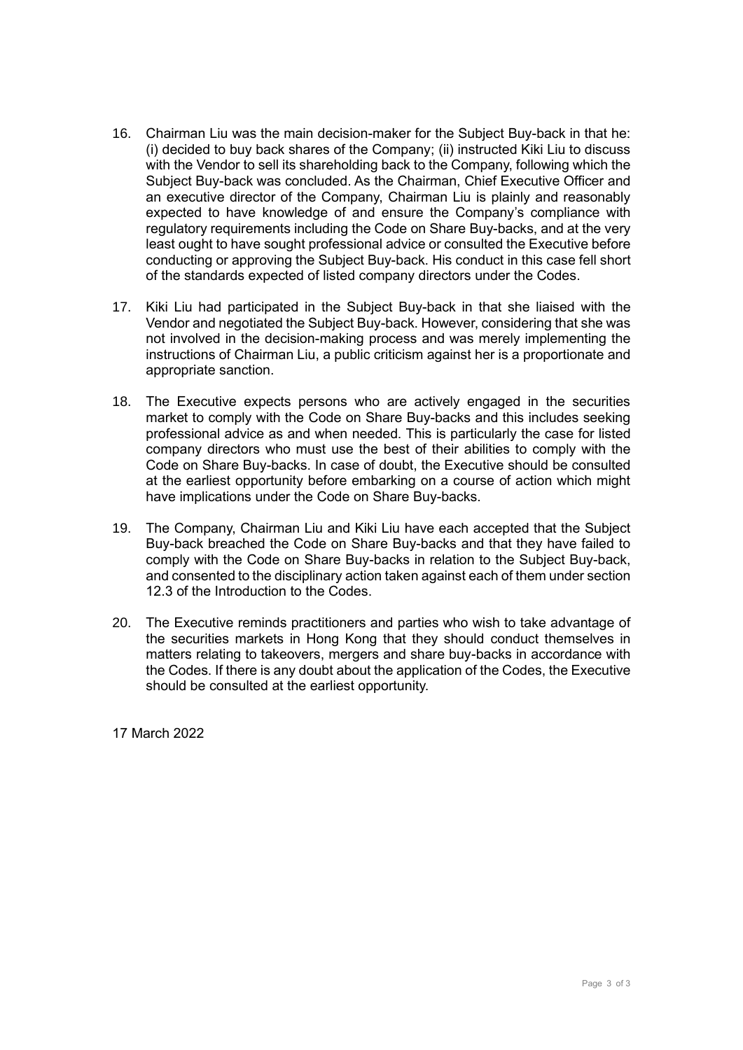16. Chairman Liu was the main decision-maker for the Subject Buy-back in that he: (i) decided to buy back shares of the Company; (ii) instructed Kiki Liu to discuss with the Vendor to sell its shareholding back to the Company, following which the Subject Buy-back was concluded. As the Chairman, Chief Executive Officer and an executive director of the Company, Chairman Liu is plainly and reasonably expected to have knowledge of and ensure the Company's compliance with regulatory requirements including the Code on Share Buy-backs, and at the very least ought to have sought professional advice or consulted the Executive before conducting or approving the Subject Buy-back. His conduct in this case fell short of the standards expected of listed company directors under the Codes.

17. Kiki Liu had participated in the Subject Buy-back in that she liaised with the Vendor and negotiated the Subject Buy-back. However, considering that she was not involved in the decision-making process and was merely implementing the instructions of Chairman Liu, a public criticism against her is a proportionate and appropriate sanction.

18. The Executive expects persons who are actively engaged in the securities market to comply with the Code on Share Buy-backs and this includes seeking professional advice as and when needed. This is particularly the case for listed company directors who must use the best of their abilities to comply with the Code on Share Buy-backs. In case of doubt, the Executive should be consulted at the earliest opportunity before embarking on a course of action which might have implications under the Code on Share Buy-backs.

19. The Company, Chairman Liu and Kiki Liu have each accepted that the Subject Buy-back breached the Code on Share Buy-backs and that they have failed to comply with the Code on Share Buy-backs in relation to the Subject Buy-back, and consented to the disciplinary action taken against each of them under section 12.3 of the Introduction to the Codes.

20. The Executive reminds practitioners and parties who wish to take advantage of the securities markets in Hong Kong that they should conduct themselves in matters relating to takeovers, mergers and share buy-backs in accordance with the Codes. If there is any doubt about the application of the Codes, the Executive should be consulted at the earliest opportunity.

17 March 2022